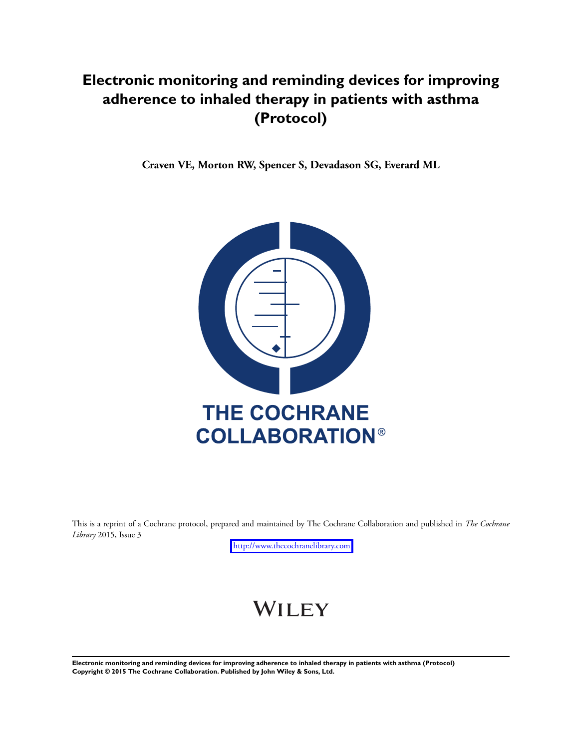# Electronic monitoring and reminding devices for improving adherence to inhaled therapy in patients with asthma (Protocol)

**Craven VE, Morton RW, Spencer S, Devadason SG, Everard ML**

THE COCHRANE COLLABORATION®

This is a reprint of a Cochrane protocol, prepared and maintained by The Cochrane Collaboration and published in *The Cochrane Library* 2015, Issue 3

http://www.thecochranelibrary.com

WILEY

**Electronic monitoring and reminding devices for improving adherence to inhaled therapy in patients with asthma (Protocol)**
**Copyright © 2015 The Cochrane Collaboration. Published by John Wiley & Sons, Ltd.**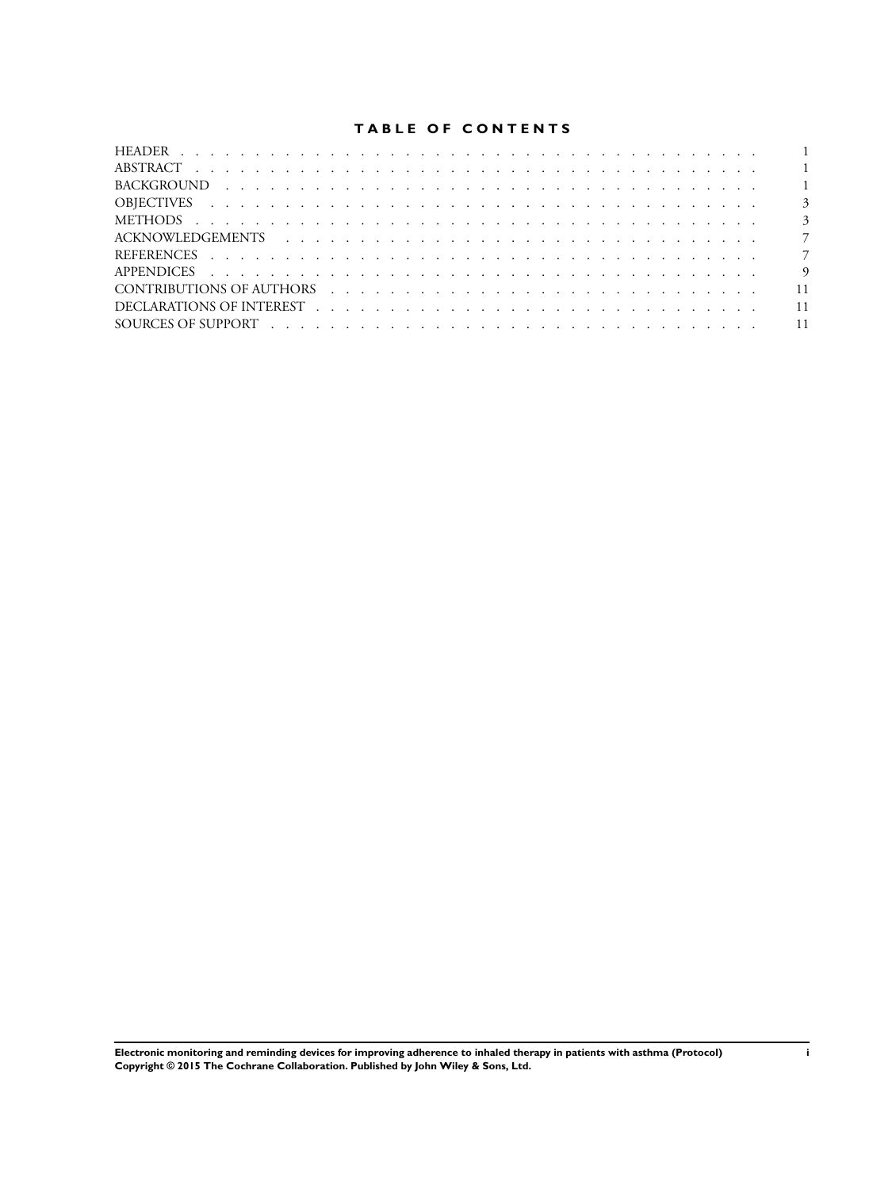# TABLE OF CONTENTS

| | |
|---|---|
| HEADER | 1 |
| ABSTRACT | 1 |
| BACKGROUND | 1 |
| OBJECTIVES | 3 |
| METHODS | 3 |
| ACKNOWLEDGEMENTS | 7 |
| REFERENCES | 7 |
| APPENDICES | 9 |
| CONTRIBUTIONS OF AUTHORS | 11 |
| DECLARATIONS OF INTEREST | 11 |
| SOURCES OF SUPPORT | 11 |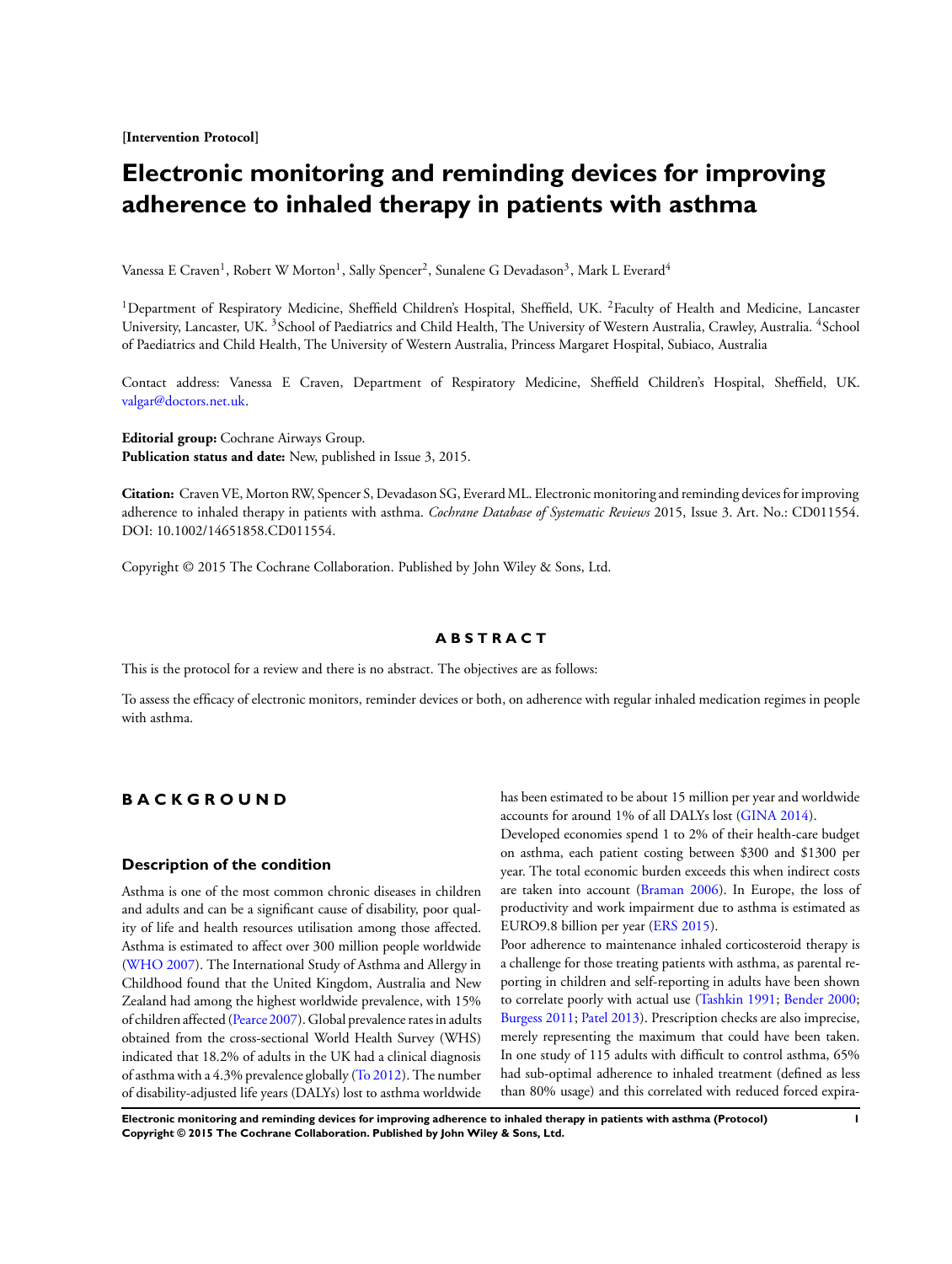[Intervention Protocol]

# Electronic monitoring and reminding devices for improving adherence to inhaled therapy in patients with asthma

Vanessa E Craven[1], Robert W Morton[1], Sally Spencer[2], Sunalene G Devadason[3], Mark L Everard[4]

[1]Department of Respiratory Medicine, Sheffield Children's Hospital, Sheffield, UK. [2]Faculty of Health and Medicine, Lancaster University, Lancaster, UK. [3]School of Paediatrics and Child Health, The University of Western Australia, Crawley, Australia. [4]School of Paediatrics and Child Health, The University of Western Australia, Princess Margaret Hospital, Subiaco, Australia

Contact address: Vanessa E Craven, Department of Respiratory Medicine, Sheffield Children's Hospital, Sheffield, UK. valgar@doctors.net.uk.

**Editorial group:** Cochrane Airways Group.
**Publication status and date:** New, published in Issue 3, 2015.

**Citation:** Craven VE, Morton RW, Spencer S, Devadason SG, Everard ML. Electronic monitoring and reminding devices for improving adherence to inhaled therapy in patients with asthma. *Cochrane Database of Systematic Reviews* 2015, Issue 3. Art. No.: CD011554. DOI: 10.1002/14651858.CD011554.

Copyright © 2015 The Cochrane Collaboration. Published by John Wiley & Sons, Ltd.

## ABSTRACT

This is the protocol for a review and there is no abstract. The objectives are as follows:

To assess the efficacy of electronic monitors, reminder devices or both, on adherence with regular inhaled medication regimes in people with asthma.

## BACKGROUND

### Description of the condition

Asthma is one of the most common chronic diseases in children and adults and can be a significant cause of disability, poor quality of life and health resources utilisation among those affected. Asthma is estimated to affect over 300 million people worldwide (WHO 2007). The International Study of Asthma and Allergy in Childhood found that the United Kingdom, Australia and New Zealand had among the highest worldwide prevalence, with 15% of children affected (Pearce 2007). Global prevalence rates in adults obtained from the cross-sectional World Health Survey (WHS) indicated that 18.2% of adults in the UK had a clinical diagnosis of asthma with a 4.3% prevalence globally (To 2012). The number of disability-adjusted life years (DALYs) lost to asthma worldwide has been estimated to be about 15 million per year and worldwide accounts for around 1% of all DALYs lost (GINA 2014).

Developed economies spend 1 to 2% of their health-care budget on asthma, each patient costing between $300 and $1300 per year. The total economic burden exceeds this when indirect costs are taken into account (Braman 2006). In Europe, the loss of productivity and work impairment due to asthma is estimated as EURO9.8 billion per year (ERS 2015).

Poor adherence to maintenance inhaled corticosteroid therapy is a challenge for those treating patients with asthma, as parental reporting in children and self-reporting in adults have been shown to correlate poorly with actual use (Tashkin 1991; Bender 2000; Burgess 2011; Patel 2013). Prescription checks are also imprecise, merely representing the maximum that could have been taken. In one study of 115 adults with difficult to control asthma, 65% had sub-optimal adherence to inhaled treatment (defined as less than 80% usage) and this correlated with reduced forced expira-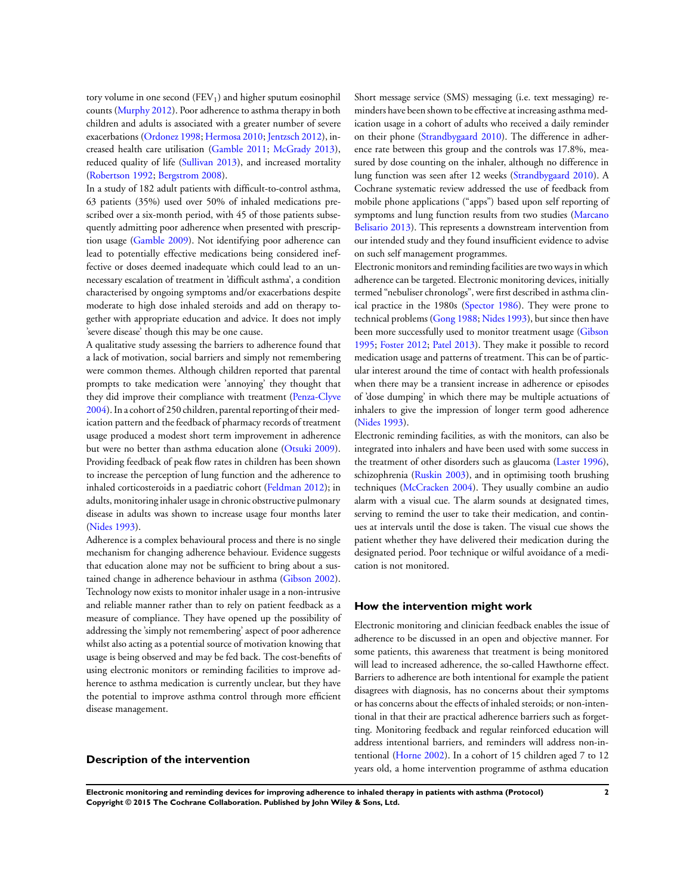tory volume in one second ($FEV_1$) and higher sputum eosinophil counts (Murphy 2012). Poor adherence to asthma therapy in both children and adults is associated with a greater number of severe exacerbations (Ordonez 1998; Hermosa 2010; Jentzsch 2012), increased health care utilisation (Gamble 2011; McGrady 2013), reduced quality of life (Sullivan 2013), and increased mortality (Robertson 1992; Bergstrom 2008).

In a study of 182 adult patients with difficult-to-control asthma, 63 patients (35%) used over 50% of inhaled medications prescribed over a six-month period, with 45 of those patients subsequently admitting poor adherence when presented with prescription usage (Gamble 2009). Not identifying poor adherence can lead to potentially effective medications being considered ineffective or doses deemed inadequate which could lead to an unnecessary escalation of treatment in 'difficult asthma', a condition characterised by ongoing symptoms and/or exacerbations despite moderate to high dose inhaled steroids and add on therapy together with appropriate education and advice. It does not imply 'severe disease' though this may be one cause.

A qualitative study assessing the barriers to adherence found that a lack of motivation, social barriers and simply not remembering were common themes. Although children reported that parental prompts to take medication were 'annoying' they thought that they did improve their compliance with treatment (Penza-Clyve 2004). In a cohort of 250 children, parental reporting of their medication pattern and the feedback of pharmacy records of treatment usage produced a modest short term improvement in adherence but were no better than asthma education alone (Otsuki 2009). Providing feedback of peak flow rates in children has been shown to increase the perception of lung function and the adherence to inhaled corticosteroids in a paediatric cohort (Feldman 2012); in adults, monitoring inhaler usage in chronic obstructive pulmonary disease in adults was shown to increase usage four months later (Nides 1993).

Adherence is a complex behavioural process and there is no single mechanism for changing adherence behaviour. Evidence suggests that education alone may not be sufficient to bring about a sustained change in adherence behaviour in asthma (Gibson 2002). Technology now exists to monitor inhaler usage in a non-intrusive and reliable manner rather than to rely on patient feedback as a measure of compliance. They have opened up the possibility of addressing the 'simply not remembering' aspect of poor adherence whilst also acting as a potential source of motivation knowing that usage is being observed and may be fed back. The cost-benefits of using electronic monitors or reminding facilities to improve adherence to asthma medication is currently unclear, but they have the potential to improve asthma control through more efficient disease management.

## Description of the intervention

Short message service (SMS) messaging (i.e. text messaging) reminders have been shown to be effective at increasing asthma medication usage in a cohort of adults who received a daily reminder on their phone (Strandbygaard 2010). The difference in adherence rate between this group and the controls was 17.8%, measured by dose counting on the inhaler, although no difference in lung function was seen after 12 weeks (Strandbygaard 2010). A Cochrane systematic review addressed the use of feedback from mobile phone applications ("apps") based upon self reporting of symptoms and lung function results from two studies (Marcano Belisario 2013). This represents a downstream intervention from our intended study and they found insufficient evidence to advise on such self management programmes.

Electronic monitors and reminding facilities are two ways in which adherence can be targeted. Electronic monitoring devices, initially termed "nebuliser chronologs", were first described in asthma clinical practice in the 1980s (Spector 1986). They were prone to technical problems (Gong 1988; Nides 1993), but since then have been more successfully used to monitor treatment usage (Gibson 1995; Foster 2012; Patel 2013). They make it possible to record medication usage and patterns of treatment. This can be of particular interest around the time of contact with health professionals when there may be a transient increase in adherence or episodes of 'dose dumping' in which there may be multiple actuations of inhalers to give the impression of longer term good adherence (Nides 1993).

Electronic reminding facilities, as with the monitors, can also be integrated into inhalers and have been used with some success in the treatment of other disorders such as glaucoma (Laster 1996), schizophrenia (Ruskin 2003), and in optimising tooth brushing techniques (McCracken 2004). They usually combine an audio alarm with a visual cue. The alarm sounds at designated times, serving to remind the user to take their medication, and continues at intervals until the dose is taken. The visual cue shows the patient whether they have delivered their medication during the designated period. Poor technique or wilful avoidance of a medication is not monitored.

## How the intervention might work

Electronic monitoring and clinician feedback enables the issue of adherence to be discussed in an open and objective manner. For some patients, this awareness that treatment is being monitored will lead to increased adherence, the so-called Hawthorne effect. Barriers to adherence are both intentional for example the patient disagrees with diagnosis, has no concerns about their symptoms or has concerns about the effects of inhaled steroids; or non-intentional in that their are practical adherence barriers such as forgetting. Monitoring feedback and regular reinforced education will address intentional barriers, and reminders will address non-intentional (Horne 2002). In a cohort of 15 children aged 7 to 12 years old, a home intervention programme of asthma education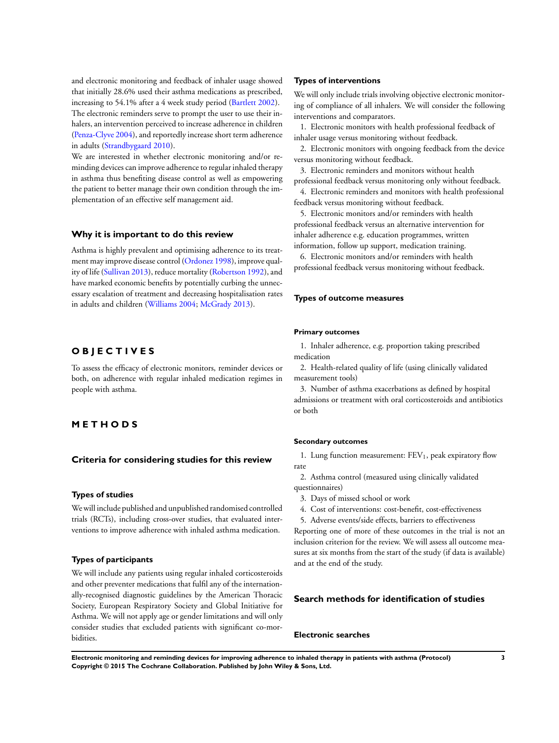and electronic monitoring and feedback of inhaler usage showed that initially 28.6% used their asthma medications as prescribed, increasing to 54.1% after a 4 week study period (Bartlett 2002). The electronic reminders serve to prompt the user to use their inhalers, an intervention perceived to increase adherence in children (Penza-Clyve 2004), and reportedly increase short term adherence in adults (Strandbygaard 2010).

We are interested in whether electronic monitoring and/or reminding devices can improve adherence to regular inhaled therapy in asthma thus benefiting disease control as well as empowering the patient to better manage their own condition through the implementation of an effective self management aid.

## Why it is important to do this review

Asthma is highly prevalent and optimising adherence to its treatment may improve disease control (Ordonez 1998), improve quality of life (Sullivan 2013), reduce mortality (Robertson 1992), and have marked economic benefits by potentially curbing the unnecessary escalation of treatment and decreasing hospitalisation rates in adults and children (Williams 2004; McGrady 2013).

# OBJECTIVES

To assess the efficacy of electronic monitors, reminder devices or both, on adherence with regular inhaled medication regimes in people with asthma.

# METHODS

## Criteria for considering studies for this review

### Types of studies

We will include published and unpublished randomised controlled trials (RCTs), including cross-over studies, that evaluated interventions to improve adherence with inhaled asthma medication.

### Types of participants

We will include any patients using regular inhaled corticosteroids and other preventer medications that fulfil any of the internationally-recognised diagnostic guidelines by the American Thoracic Society, European Respiratory Society and Global Initiative for Asthma. We will not apply age or gender limitations and will only consider studies that excluded patients with significant co-morbidities.

### Types of interventions

We will only include trials involving objective electronic monitoring of compliance of all inhalers. We will consider the following interventions and comparators.

1. Electronic monitors with health professional feedback of inhaler usage versus monitoring without feedback.
2. Electronic monitors with ongoing feedback from the device versus monitoring without feedback.
3. Electronic reminders and monitors without health professional feedback versus monitoring only without feedback.
4. Electronic reminders and monitors with health professional feedback versus monitoring without feedback.
5. Electronic monitors and/or reminders with health professional feedback versus an alternative intervention for inhaler adherence e.g. education programmes, written information, follow up support, medication training.
6. Electronic monitors and/or reminders with health professional feedback versus monitoring without feedback.

### Types of outcome measures

#### Primary outcomes

1. Inhaler adherence, e.g. proportion taking prescribed medication
2. Health-related quality of life (using clinically validated measurement tools)
3. Number of asthma exacerbations as defined by hospital admissions or treatment with oral corticosteroids and antibiotics or both

#### Secondary outcomes

1. Lung function measurement: $FEV_1$, peak expiratory flow rate
2. Asthma control (measured using clinically validated questionnaires)
3. Days of missed school or work
4. Cost of interventions: cost-benefit, cost-effectiveness
5. Adverse events/side effects, barriers to effectiveness

Reporting one of more of these outcomes in the trial is not an inclusion criterion for the review. We will assess all outcome measures at six months from the start of the study (if data is available) and at the end of the study.

## Search methods for identification of studies

### Electronic searches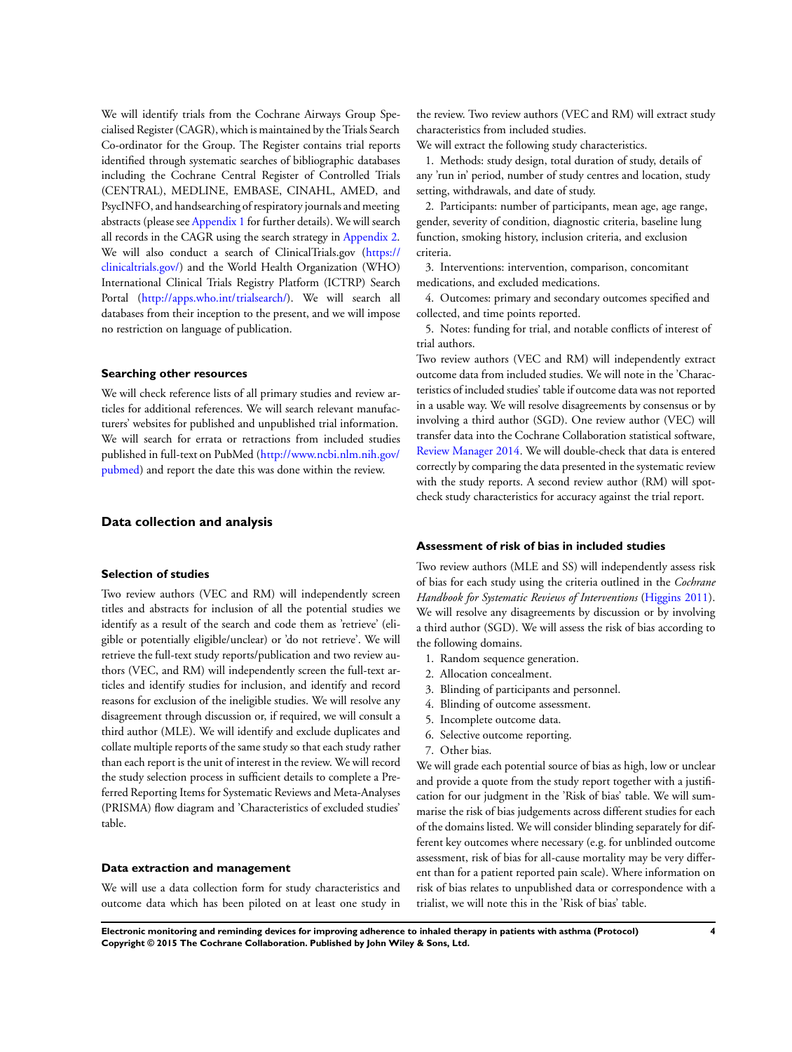We will identify trials from the Cochrane Airways Group Specialised Register (CAGR), which is maintained by the Trials Search Co-ordinator for the Group. The Register contains trial reports identified through systematic searches of bibliographic databases including the Cochrane Central Register of Controlled Trials (CENTRAL), MEDLINE, EMBASE, CINAHL, AMED, and PsycINFO, and handsearching of respiratory journals and meeting abstracts (please see Appendix 1 for further details). We will search all records in the CAGR using the search strategy in Appendix 2. We will also conduct a search of ClinicalTrials.gov (https://clinicaltrials.gov/) and the World Health Organization (WHO) International Clinical Trials Registry Platform (ICTRP) Search Portal (http://apps.who.int/trialsearch/). We will search all databases from their inception to the present, and we will impose no restriction on language of publication.

### Searching other resources

We will check reference lists of all primary studies and review articles for additional references. We will search relevant manufacturers' websites for published and unpublished trial information. We will search for errata or retractions from included studies published in full-text on PubMed (http://www.ncbi.nlm.nih.gov/pubmed) and report the date this was done within the review.

## Data collection and analysis

### Selection of studies

Two review authors (VEC and RM) will independently screen titles and abstracts for inclusion of all the potential studies we identify as a result of the search and code them as 'retrieve' (eligible or potentially eligible/unclear) or 'do not retrieve'. We will retrieve the full-text study reports/publication and two review authors (VEC, and RM) will independently screen the full-text articles and identify studies for inclusion, and identify and record reasons for exclusion of the ineligible studies. We will resolve any disagreement through discussion or, if required, we will consult a third author (MLE). We will identify and exclude duplicates and collate multiple reports of the same study so that each study rather than each report is the unit of interest in the review. We will record the study selection process in sufficient details to complete a Preferred Reporting Items for Systematic Reviews and Meta-Analyses (PRISMA) flow diagram and 'Characteristics of excluded studies' table.

### Data extraction and management

We will use a data collection form for study characteristics and outcome data which has been piloted on at least one study in the review. Two review authors (VEC and RM) will extract study characteristics from included studies.

We will extract the following study characteristics.

1. Methods: study design, total duration of study, details of any 'run in' period, number of study centres and location, study setting, withdrawals, and date of study.
2. Participants: number of participants, mean age, age range, gender, severity of condition, diagnostic criteria, baseline lung function, smoking history, inclusion criteria, and exclusion criteria.
3. Interventions: intervention, comparison, concomitant medications, and excluded medications.
4. Outcomes: primary and secondary outcomes specified and collected, and time points reported.
5. Notes: funding for trial, and notable conflicts of interest of trial authors.

Two review authors (VEC and RM) will independently extract outcome data from included studies. We will note in the 'Characteristics of included studies' table if outcome data was not reported in a usable way. We will resolve disagreements by consensus or by involving a third author (SGD). One review author (VEC) will transfer data into the Cochrane Collaboration statistical software, Review Manager 2014. We will double-check that data is entered correctly by comparing the data presented in the systematic review with the study reports. A second review author (RM) will spot-check study characteristics for accuracy against the trial report.

### Assessment of risk of bias in included studies

Two review authors (MLE and SS) will independently assess risk of bias for each study using the criteria outlined in the *Cochrane Handbook for Systematic Reviews of Interventions* (Higgins 2011). We will resolve any disagreements by discussion or by involving a third author (SGD). We will assess the risk of bias according to the following domains.

1. Random sequence generation.
2. Allocation concealment.
3. Blinding of participants and personnel.
4. Blinding of outcome assessment.
5. Incomplete outcome data.
6. Selective outcome reporting.
7. Other bias.

We will grade each potential source of bias as high, low or unclear and provide a quote from the study report together with a justification for our judgment in the 'Risk of bias' table. We will summarise the risk of bias judgements across different studies for each of the domains listed. We will consider blinding separately for different key outcomes where necessary (e.g. for unblinded outcome assessment, risk of bias for all-cause mortality may be very different than for a patient reported pain scale). Where information on risk of bias relates to unpublished data or correspondence with a trialist, we will note this in the 'Risk of bias' table.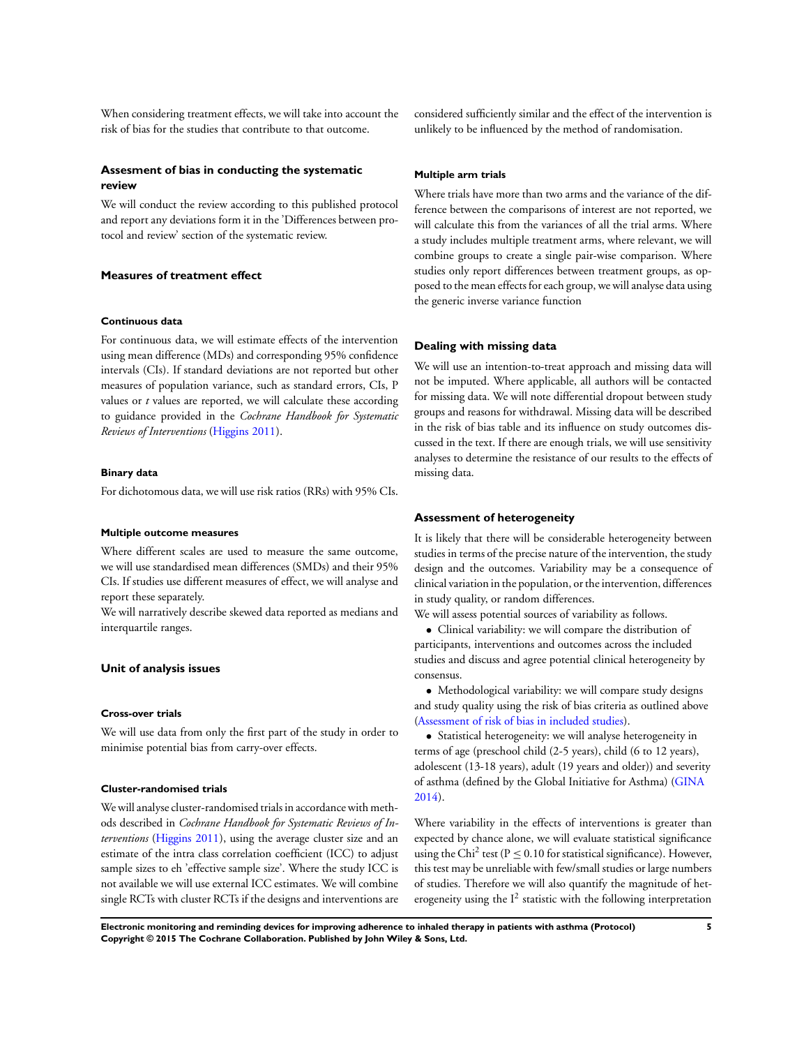When considering treatment effects, we will take into account the risk of bias for the studies that contribute to that outcome.

### Assesment of bias in conducting the systematic review

We will conduct the review according to this published protocol and report any deviations form it in the 'Differences between protocol and review' section of the systematic review.

### Measures of treatment effect

#### Continuous data

For continuous data, we will estimate effects of the intervention using mean difference (MDs) and corresponding 95% confidence intervals (CIs). If standard deviations are not reported but other measures of population variance, such as standard errors, CIs, P values or *t* values are reported, we will calculate these according to guidance provided in the *Cochrane Handbook for Systematic Reviews of Interventions* (Higgins 2011).

#### Binary data

For dichotomous data, we will use risk ratios (RRs) with 95% CIs.

#### Multiple outcome measures

Where different scales are used to measure the same outcome, we will use standardised mean differences (SMDs) and their 95% CIs. If studies use different measures of effect, we will analyse and report these separately.

We will narratively describe skewed data reported as medians and interquartile ranges.

### Unit of analysis issues

#### Cross-over trials

We will use data from only the first part of the study in order to minimise potential bias from carry-over effects.

#### Cluster-randomised trials

We will analyse cluster-randomised trials in accordance with methods described in *Cochrane Handbook for Systematic Reviews of Interventions* (Higgins 2011), using the average cluster size and an estimate of the intra class correlation coefficient (ICC) to adjust sample sizes to eh 'effective sample size'. Where the study ICC is not available we will use external ICC estimates. We will combine single RCTs with cluster RCTs if the designs and interventions are considered sufficiently similar and the effect of the intervention is unlikely to be influenced by the method of randomisation.

#### Multiple arm trials

Where trials have more than two arms and the variance of the difference between the comparisons of interest are not reported, we will calculate this from the variances of all the trial arms. Where a study includes multiple treatment arms, where relevant, we will combine groups to create a single pair-wise comparison. Where studies only report differences between treatment groups, as opposed to the mean effects for each group, we will analyse data using the generic inverse variance function

### Dealing with missing data

We will use an intention-to-treat approach and missing data will not be imputed. Where applicable, all authors will be contacted for missing data. We will note differential dropout between study groups and reasons for withdrawal. Missing data will be described in the risk of bias table and its influence on study outcomes discussed in the text. If there are enough trials, we will use sensitivity analyses to determine the resistance of our results to the effects of missing data.

### Assessment of heterogeneity

It is likely that there will be considerable heterogeneity between studies in terms of the precise nature of the intervention, the study design and the outcomes. Variability may be a consequence of clinical variation in the population, or the intervention, differences in study quality, or random differences.

We will assess potential sources of variability as follows.

- Clinical variability: we will compare the distribution of participants, interventions and outcomes across the included studies and discuss and agree potential clinical heterogeneity by consensus.
- Methodological variability: we will compare study designs and study quality using the risk of bias criteria as outlined above (Assessment of risk of bias in included studies).
- Statistical heterogeneity: we will analyse heterogeneity in terms of age (preschool child (2-5 years), child (6 to 12 years), adolescent (13-18 years), adult (19 years and older)) and severity of asthma (defined by the Global Initiative for Asthma) (GINA 2014).

Where variability in the effects of interventions is greater than expected by chance alone, we will evaluate statistical significance using the $Chi^2$ test ($P \leq 0.10$ for statistical significance). However, this test may be unreliable with few/small studies or large numbers of studies. Therefore we will also quantify the magnitude of heterogeneity using the $I^2$ statistic with the following interpretation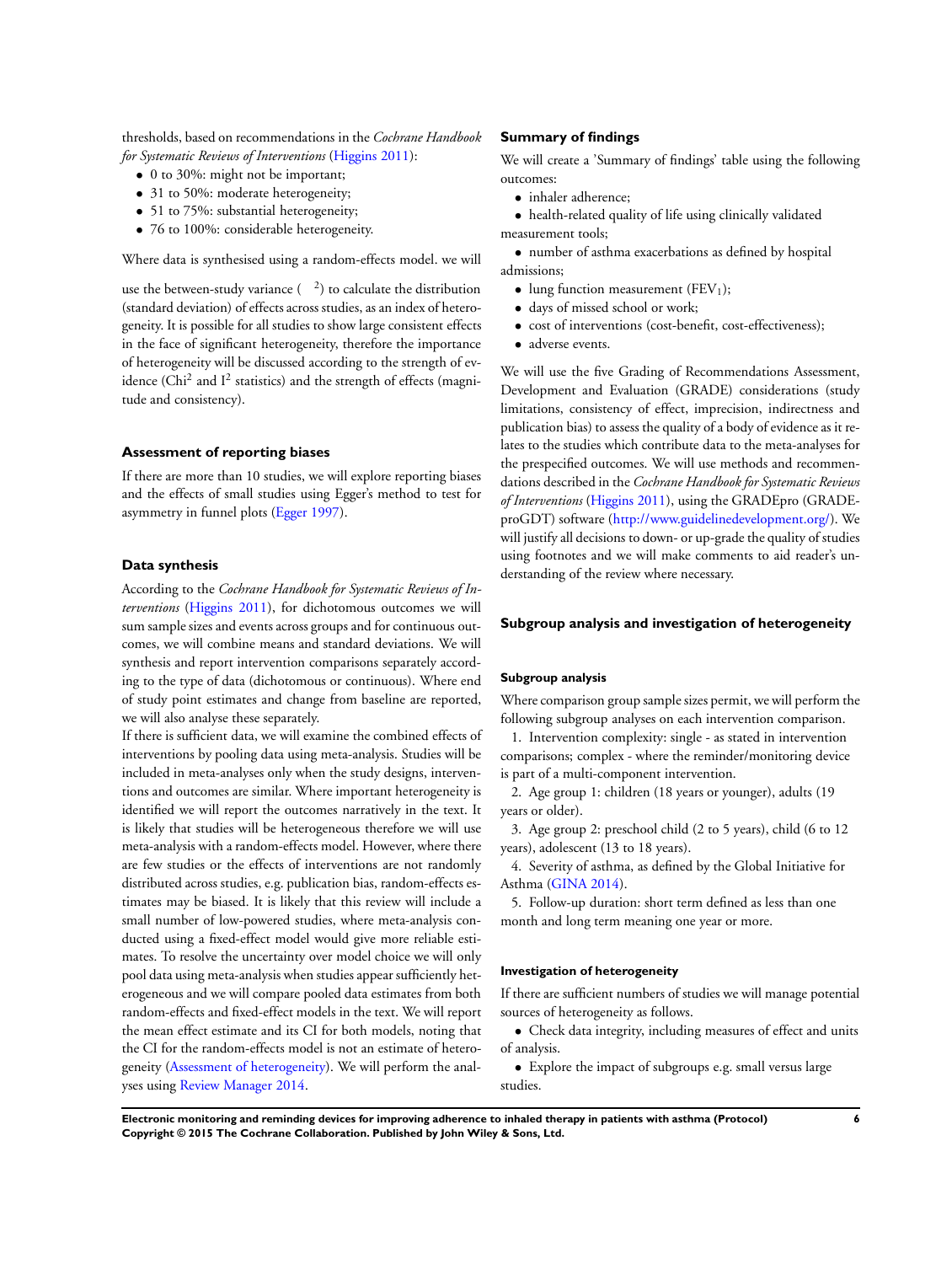thresholds, based on recommendations in the *Cochrane Handbook for Systematic Reviews of Interventions* (Higgins 2011):

- 0 to 30%: might not be important;
- 31 to 50%: moderate heterogeneity;
- 51 to 75%: substantial heterogeneity;
- 76 to 100%: considerable heterogeneity.

Where data is synthesised using a random-effects model. we will

use the between-study variance ( $^2$) to calculate the distribution (standard deviation) of effects across studies, as an index of heterogeneity. It is possible for all studies to show large consistent effects in the face of significant heterogeneity, therefore the importance of heterogeneity will be discussed according to the strength of evidence ($Chi^2$ and $I^2$ statistics) and the strength of effects (magnitude and consistency).

### Assessment of reporting biases

If there are more than 10 studies, we will explore reporting biases and the effects of small studies using Egger's method to test for asymmetry in funnel plots (Egger 1997).

### Data synthesis

According to the *Cochrane Handbook for Systematic Reviews of Interventions* (Higgins 2011), for dichotomous outcomes we will sum sample sizes and events across groups and for continuous outcomes, we will combine means and standard deviations. We will synthesis and report intervention comparisons separately according to the type of data (dichotomous or continuous). Where end of study point estimates and change from baseline are reported, we will also analyse these separately.

If there is sufficient data, we will examine the combined effects of interventions by pooling data using meta-analysis. Studies will be included in meta-analyses only when the study designs, interventions and outcomes are similar. Where important heterogeneity is identified we will report the outcomes narratively in the text. It is likely that studies will be heterogeneous therefore we will use meta-analysis with a random-effects model. However, where there are few studies or the effects of interventions are not randomly distributed across studies, e.g. publication bias, random-effects estimates may be biased. It is likely that this review will include a small number of low-powered studies, where meta-analysis conducted using a fixed-effect model would give more reliable estimates. To resolve the uncertainty over model choice we will only pool data using meta-analysis when studies appear sufficiently heterogeneous and we will compare pooled data estimates from both random-effects and fixed-effect models in the text. We will report the mean effect estimate and its CI for both models, noting that the CI for the random-effects model is not an estimate of heterogeneity (Assessment of heterogeneity). We will perform the analyses using Review Manager 2014.

### Summary of findings

We will create a 'Summary of findings' table using the following outcomes:

- inhaler adherence;
- health-related quality of life using clinically validated measurement tools;
- number of asthma exacerbations as defined by hospital admissions;
- lung function measurement ($FEV_1$);
- days of missed school or work;
- cost of interventions (cost-benefit, cost-effectiveness);
- adverse events.

We will use the five Grading of Recommendations Assessment, Development and Evaluation (GRADE) considerations (study limitations, consistency of effect, imprecision, indirectness and publication bias) to assess the quality of a body of evidence as it relates to the studies which contribute data to the meta-analyses for the prespecified outcomes. We will use methods and recommendations described in the *Cochrane Handbook for Systematic Reviews of Interventions* (Higgins 2011), using the GRADEpro (GRADEproGDT) software (http://www.guidelinedevelopment.org/). We will justify all decisions to down- or up-grade the quality of studies using footnotes and we will make comments to aid reader's understanding of the review where necessary.

### Subgroup analysis and investigation of heterogeneity

#### Subgroup analysis

Where comparison group sample sizes permit, we will perform the following subgroup analyses on each intervention comparison.

1. Intervention complexity: single - as stated in intervention comparisons; complex - where the reminder/monitoring device is part of a multi-component intervention.
2. Age group 1: children (18 years or younger), adults (19 years or older).
3. Age group 2: preschool child (2 to 5 years), child (6 to 12 years), adolescent (13 to 18 years).
4. Severity of asthma, as defined by the Global Initiative for Asthma (GINA 2014).
5. Follow-up duration: short term defined as less than one month and long term meaning one year or more.

#### Investigation of heterogeneity

If there are sufficient numbers of studies we will manage potential sources of heterogeneity as follows.

- Check data integrity, including measures of effect and units of analysis.
- Explore the impact of subgroups e.g. small versus large studies.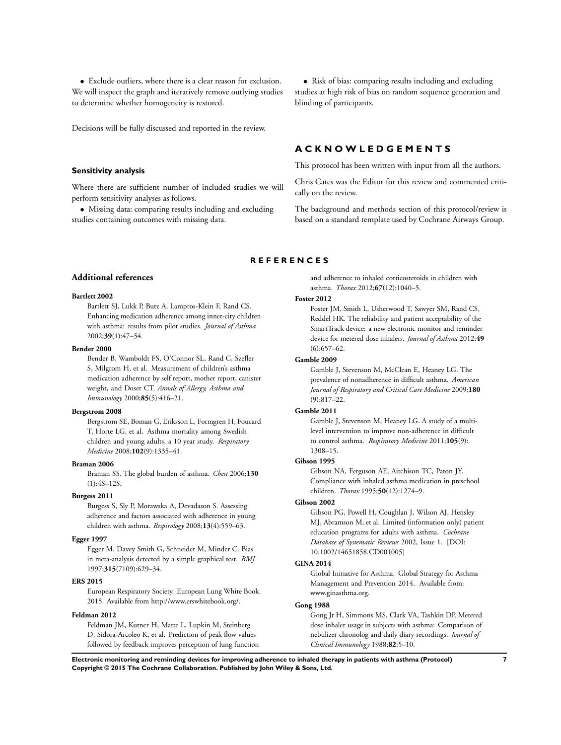- Exclude outliers, where there is a clear reason for exclusion. We will inspect the graph and iteratively remove outlying studies to determine whether homogeneity is restored.

Decisions will be fully discussed and reported in the review.

### Sensitivity analysis

Where there are sufficient number of included studies we will perform sensitivity analyses as follows.

- Missing data: comparing results including and excluding studies containing outcomes with missing data.
- Risk of bias: comparing results including and excluding studies at high risk of bias on random sequence generation and blinding of participants.

# ACKNOWLEDGEMENTS

This protocol has been written with input from all the authors.

Chris Cates was the Editor for this review and commented critically on the review.

The background and methods section of this protocol/review is based on a standard template used by Cochrane Airways Group.

# REFERENCES

## Additional references

**Bartlett 2002**
Bartlett SJ, Lukk P, Butz A, Lampros-Klein F, Rand CS. Enhancing medication adherence among inner-city children with asthma: results from pilot studies. *Journal of Asthma* 2002;**39**(1):47–54.

**Bender 2000**
Bender B, Wamboldt FS, O'Connor SL, Rand C, Szefler S, Milgrom H, et al. Measurement of children's asthma medication adherence by self report, mother report, canister weight, and Doser CT. *Annals of Allergy, Asthma and Immunology* 2000;**85**(5):416–21.

**Bergstrom 2008**
Bergstrom SE, Boman G, Eriksson L, Formgren H, Foucard T, Horte LG, et al. Asthma mortality among Swedish children and young adults, a 10 year study. *Respiratory Medicine* 2008;**102**(9):1335–41.

**Braman 2006**
Braman SS. The global burden of asthma. *Chest* 2006;**130**(1):4S–12S.

**Burgess 2011**
Burgess S, Sly P, Morawska A, Devadason S. Assessing adherence and factors associated with adherence in young children with asthma. *Respirology* 2008;**13**(4):559–63.

**Egger 1997**
Egger M, Davey Smith G, Schneider M, Minder C. Bias in meta-analysis detected by a simple graphical test. *BMJ* 1997;**315**(7109):629–34.

**ERS 2015**
European Respiratory Society. European Lung White Book. 2015. Available from http://www.erswhitebook.org/.

**Feldman 2012**
Feldman JM, Kutner H, Matte L, Lupkin M, Steinberg D, Sidora-Arcoleo K, et al. Prediction of peak flow values followed by feedback improves perception of lung function and adherence to inhaled corticosteroids in children with asthma. *Thorax* 2012;**67**(12):1040–5.

**Foster 2012**
Foster JM, Smith L, Usherwood T, Sawyer SM, Rand CS, Reddel HK. The reliability and patient acceptability of the SmartTrack device: a new electronic monitor and reminder device for metered dose inhalers. *Journal of Asthma* 2012;**49**(6):657–62.

**Gamble 2009**
Gamble J, Stevenson M, McClean E, Heaney LG. The prevalence of nonadherence in difficult asthma. *American Journal of Respiratory and Critical Care Medicine* 2009;**180**(9):817–22.

**Gamble 2011**
Gamble J, Stevenson M, Heaney LG. A study of a multi-level intervention to improve non-adherence in difficult to control asthma. *Respiratory Medicine* 2011;**105**(9):1308–15.

**Gibson 1995**
Gibson NA, Ferguson AE, Aitchison TC, Paton JY. Compliance with inhaled asthma medication in preschool children. *Thorax* 1995;**50**(12):1274–9.

**Gibson 2002**
Gibson PG, Powell H, Coughlan J, Wilson AJ, Hensley MJ, Abramson M, et al. Limited (information only) patient education programs for adults with asthma. *Cochrane Database of Systematic Reviews* 2002, Issue 1. [DOI: 10.1002/14651858.CD001005]

**GINA 2014**
Global Initiative for Asthma. Global Strategy for Asthma Management and Prevention 2014. Available from: www.ginasthma.org.

**Gong 1988**
Gong Jr H, Simmons MS, Clark VA, Tashkin DP. Metered dose inhaler usage in subjects with asthma: Comparison of nebulizer chronolog and daily diary recordings. *Journal of Clinical Immunology* 1988;**82**:5–10.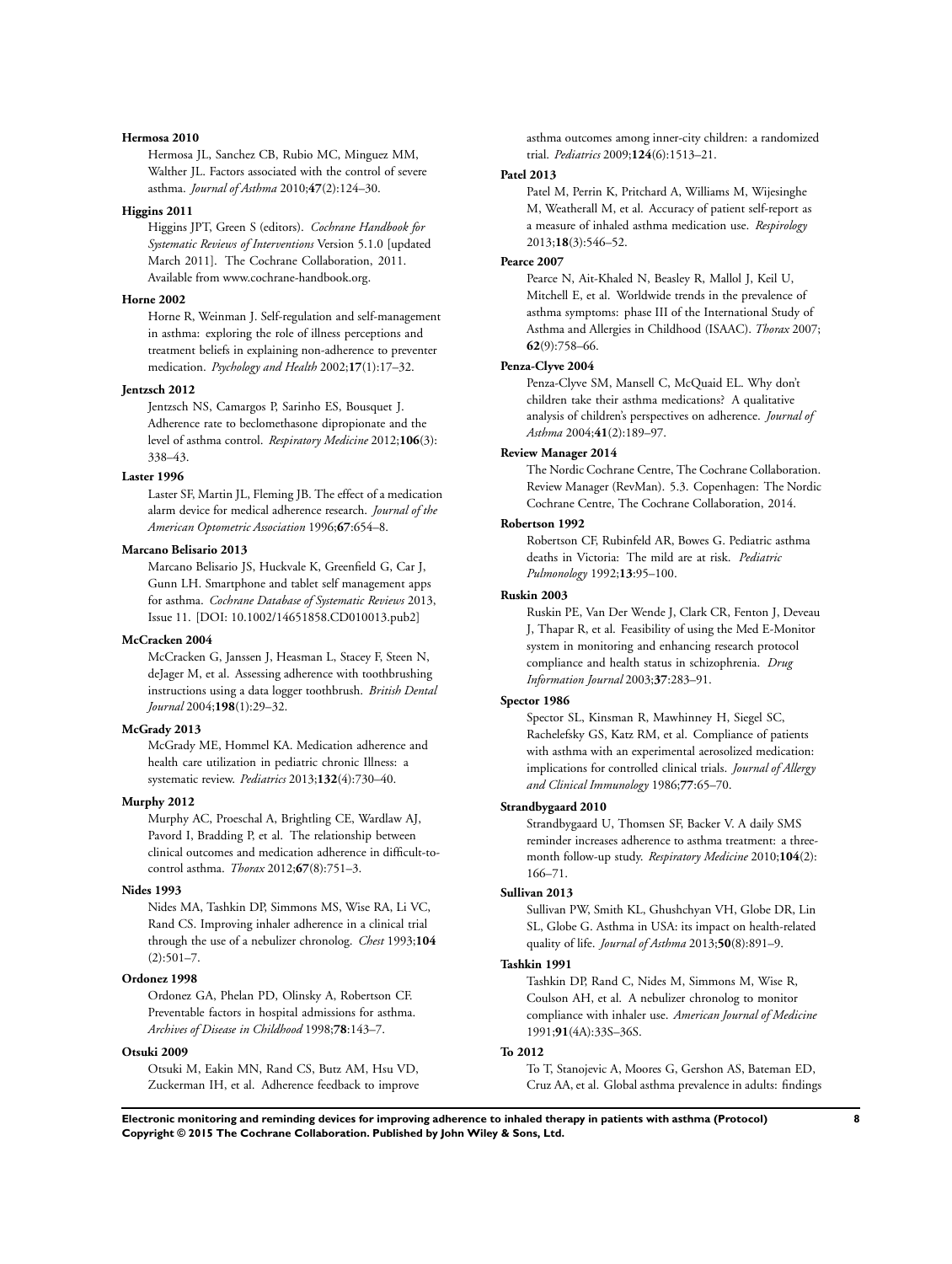**Hermosa 2010**

Hermosa JL, Sanchez CB, Rubio MC, Minguez MM, Walther JL. Factors associated with the control of severe asthma. *Journal of Asthma* 2010;**47**(2):124–30.

**Higgins 2011**

Higgins JPT, Green S (editors). *Cochrane Handbook for Systematic Reviews of Interventions* Version 5.1.0 [updated March 2011]. The Cochrane Collaboration, 2011. Available from www.cochrane-handbook.org.

**Horne 2002**

Horne R, Weinman J. Self-regulation and self-management in asthma: exploring the role of illness perceptions and treatment beliefs in explaining non-adherence to preventer medication. *Psychology and Health* 2002;**17**(1):17–32.

**Jentzsch 2012**

Jentzsch NS, Camargos P, Sarinho ES, Bousquet J. Adherence rate to beclomethasone dipropionate and the level of asthma control. *Respiratory Medicine* 2012;**106**(3): 338–43.

**Laster 1996**

Laster SF, Martin JL, Fleming JB. The effect of a medication alarm device for medical adherence research. *Journal of the American Optometric Association* 1996;**67**:654–8.

**Marcano Belisario 2013**

Marcano Belisario JS, Huckvale K, Greenfield G, Car J, Gunn LH. Smartphone and tablet self management apps for asthma. *Cochrane Database of Systematic Reviews* 2013, Issue 11. [DOI: 10.1002/14651858.CD010013.pub2]

**McCracken 2004**

McCracken G, Janssen J, Heasman L, Stacey F, Steen N, deJager M, et al. Assessing adherence with toothbrushing instructions using a data logger toothbrush. *British Dental Journal* 2004;**198**(1):29–32.

**McGrady 2013**

McGrady ME, Hommel KA. Medication adherence and health care utilization in pediatric chronic Illness: a systematic review. *Pediatrics* 2013;**132**(4):730–40.

**Murphy 2012**

Murphy AC, Proeschal A, Brightling CE, Wardlaw AJ, Pavord I, Bradding P, et al. The relationship between clinical outcomes and medication adherence in difficult-to-control asthma. *Thorax* 2012;**67**(8):751–3.

**Nides 1993**

Nides MA, Tashkin DP, Simmons MS, Wise RA, Li VC, Rand CS. Improving inhaler adherence in a clinical trial through the use of a nebulizer chronolog. *Chest* 1993;**104** (2):501–7.

**Ordonez 1998**

Ordonez GA, Phelan PD, Olinsky A, Robertson CF. Preventable factors in hospital admissions for asthma. *Archives of Disease in Childhood* 1998;**78**:143–7.

**Otsuki 2009**

Otsuki M, Eakin MN, Rand CS, Butz AM, Hsu VD, Zuckerman IH, et al. Adherence feedback to improve asthma outcomes among inner-city children: a randomized trial. *Pediatrics* 2009;**124**(6):1513–21.

**Patel 2013**

Patel M, Perrin K, Pritchard A, Williams M, Wijesinghe M, Weatherall M, et al. Accuracy of patient self-report as a measure of inhaled asthma medication use. *Respirology* 2013;**18**(3):546–52.

**Pearce 2007**

Pearce N, Ait-Khaled N, Beasley R, Mallol J, Keil U, Mitchell E, et al. Worldwide trends in the prevalence of asthma symptoms: phase III of the International Study of Asthma and Allergies in Childhood (ISAAC). *Thorax* 2007; **62**(9):758–66.

**Penza-Clyve 2004**

Penza-Clyve SM, Mansell C, McQuaid EL. Why don't children take their asthma medications? A qualitative analysis of children's perspectives on adherence. *Journal of Asthma* 2004;**41**(2):189–97.

**Review Manager 2014**

The Nordic Cochrane Centre, The Cochrane Collaboration. Review Manager (RevMan). 5.3. Copenhagen: The Nordic Cochrane Centre, The Cochrane Collaboration, 2014.

**Robertson 1992**

Robertson CF, Rubinfeld AR, Bowes G. Pediatric asthma deaths in Victoria: The mild are at risk. *Pediatric Pulmonology* 1992;**13**:95–100.

**Ruskin 2003**

Ruskin PE, Van Der Wende J, Clark CR, Fenton J, Deveau J, Thapar R, et al. Feasibility of using the Med E-Monitor system in monitoring and enhancing research protocol compliance and health status in schizophrenia. *Drug Information Journal* 2003;**37**:283–91.

**Spector 1986**

Spector SL, Kinsman R, Mawhinney H, Siegel SC, Rachelefsky GS, Katz RM, et al. Compliance of patients with asthma with an experimental aerosolized medication: implications for controlled clinical trials. *Journal of Allergy and Clinical Immunology* 1986;**77**:65–70.

**Strandbygaard 2010**

Strandbygaard U, Thomsen SF, Backer V. A daily SMS reminder increases adherence to asthma treatment: a three-month follow-up study. *Respiratory Medicine* 2010;**104**(2): 166–71.

**Sullivan 2013**

Sullivan PW, Smith KL, Ghushchyan VH, Globe DR, Lin SL, Globe G. Asthma in USA: its impact on health-related quality of life. *Journal of Asthma* 2013;**50**(8):891–9.

**Tashkin 1991**

Tashkin DP, Rand C, Nides M, Simmons M, Wise R, Coulson AH, et al. A nebulizer chronolog to monitor compliance with inhaler use. *American Journal of Medicine* 1991;**91**(4A):33S–36S.

**To 2012**

To T, Stanojevic A, Moores G, Gershon AS, Bateman ED, Cruz AA, et al. Global asthma prevalence in adults: findings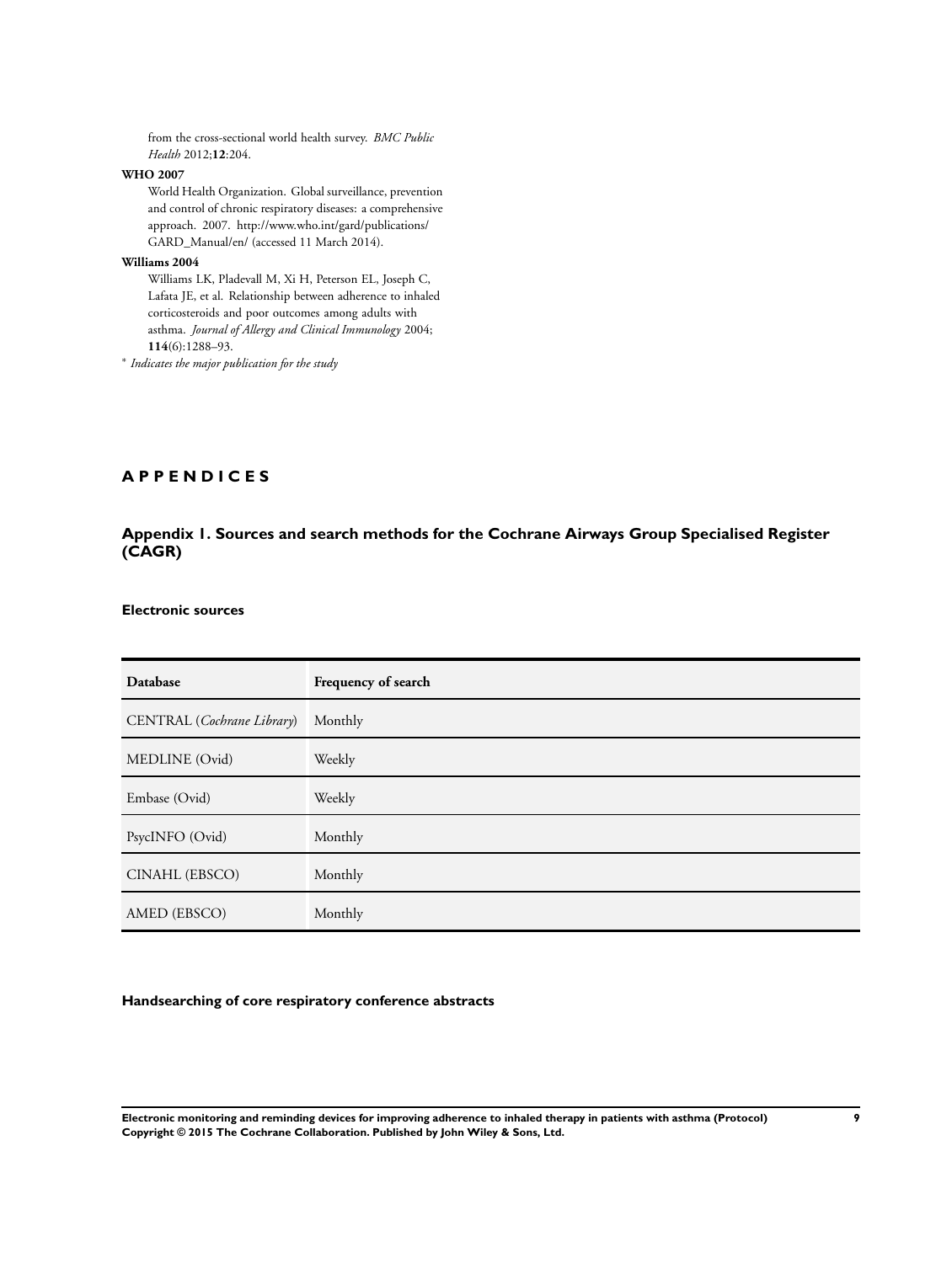from the cross-sectional world health survey. *BMC Public Health* 2012;**12**:204.

**WHO 2007**

World Health Organization. Global surveillance, prevention and control of chronic respiratory diseases: a comprehensive approach. 2007. http://www.who.int/gard/publications/GARD_Manual/en/ (accessed 11 March 2014).

**Williams 2004**

Williams LK, Pladevall M, Xi H, Peterson EL, Joseph C, Lafata JE, et al. Relationship between adherence to inhaled corticosteroids and poor outcomes among adults with asthma. *Journal of Allergy and Clinical Immunology* 2004; **114**(6):1288–93.

* *Indicates the major publication for the study*

# APPENDICES

## Appendix 1. Sources and search methods for the Cochrane Airways Group Specialised Register (CAGR)

### Electronic sources

| Database | Frequency of search |
| --- | --- |
| CENTRAL (*Cochrane Library*) | Monthly |
| MEDLINE (Ovid) | Weekly |
| Embase (Ovid) | Weekly |
| PsycINFO (Ovid) | Monthly |
| CINAHL (EBSCO) | Monthly |
| AMED (EBSCO) | Monthly |

### Handsearching of core respiratory conference abstracts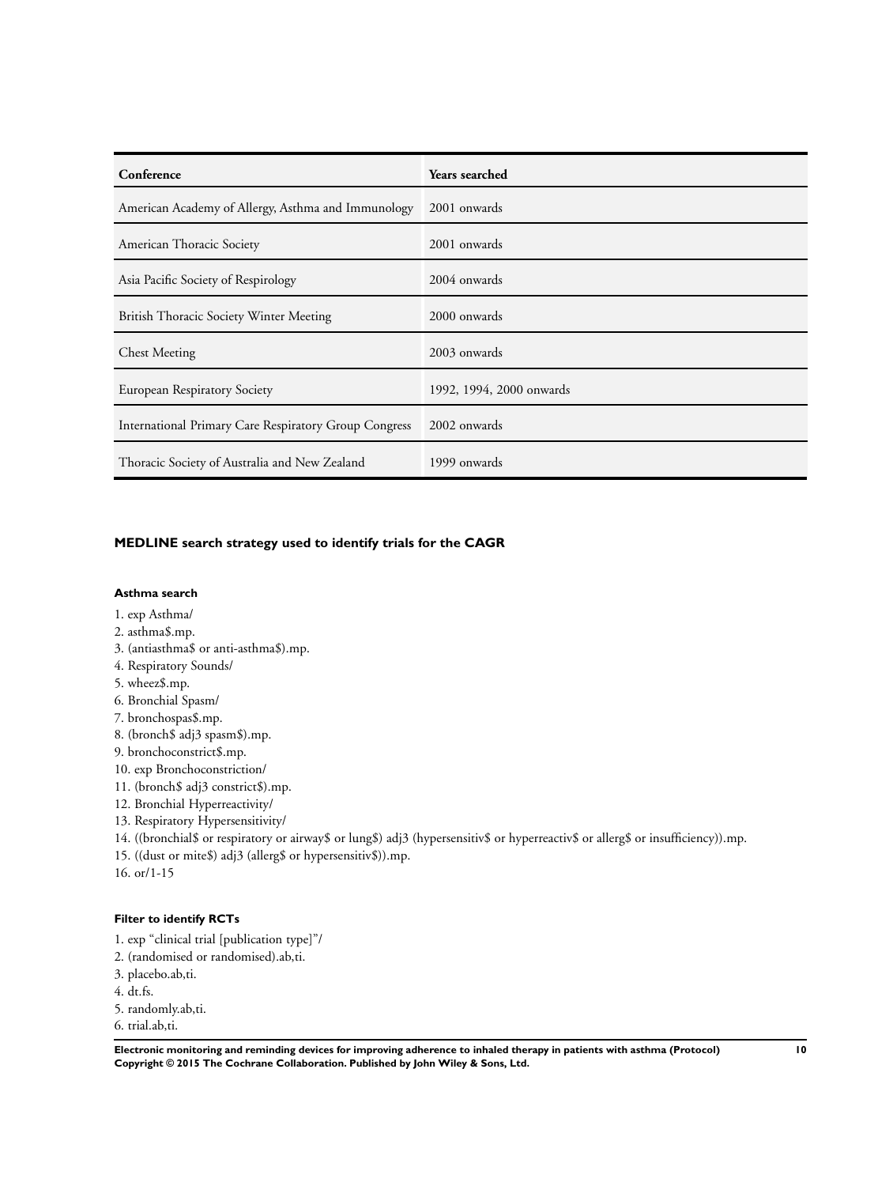| Conference | Years searched |
|---|---|
| American Academy of Allergy, Asthma and Immunology | 2001 onwards |
| American Thoracic Society | 2001 onwards |
| Asia Pacific Society of Respirology | 2004 onwards |
| British Thoracic Society Winter Meeting | 2000 onwards |
| Chest Meeting | 2003 onwards |
| European Respiratory Society | 1992, 1994, 2000 onwards |
| International Primary Care Respiratory Group Congress | 2002 onwards |
| Thoracic Society of Australia and New Zealand | 1999 onwards |

### MEDLINE search strategy used to identify trials for the CAGR

#### Asthma search

1. exp Asthma/
2. asthma$.mp.
3. (antiasthma$ or anti-asthma$).mp.
4. Respiratory Sounds/
5. wheez$.mp.
6. Bronchial Spasm/
7. bronchospas$.mp.
8. (bronch$ adj3 spasm$).mp.
9. bronchoconstrict$.mp.
10. exp Bronchoconstriction/
11. (bronch$ adj3 constrict$).mp.
12. Bronchial Hyperreactivity/
13. Respiratory Hypersensitivity/
14. ((bronchial$ or respiratory or airway$ or lung$) adj3 (hypersensitiv$ or hyperreactiv$ or allerg$ or insufficiency)).mp.
15. ((dust or mite$) adj3 (allerg$ or hypersensitiv$)).mp.
16. or/1-15

#### Filter to identify RCTs

1. exp "clinical trial [publication type]"/
2. (randomised or randomised).ab,ti.
3. placebo.ab,ti.
4. dt.fs.
5. randomly.ab,ti.
6. trial.ab,ti.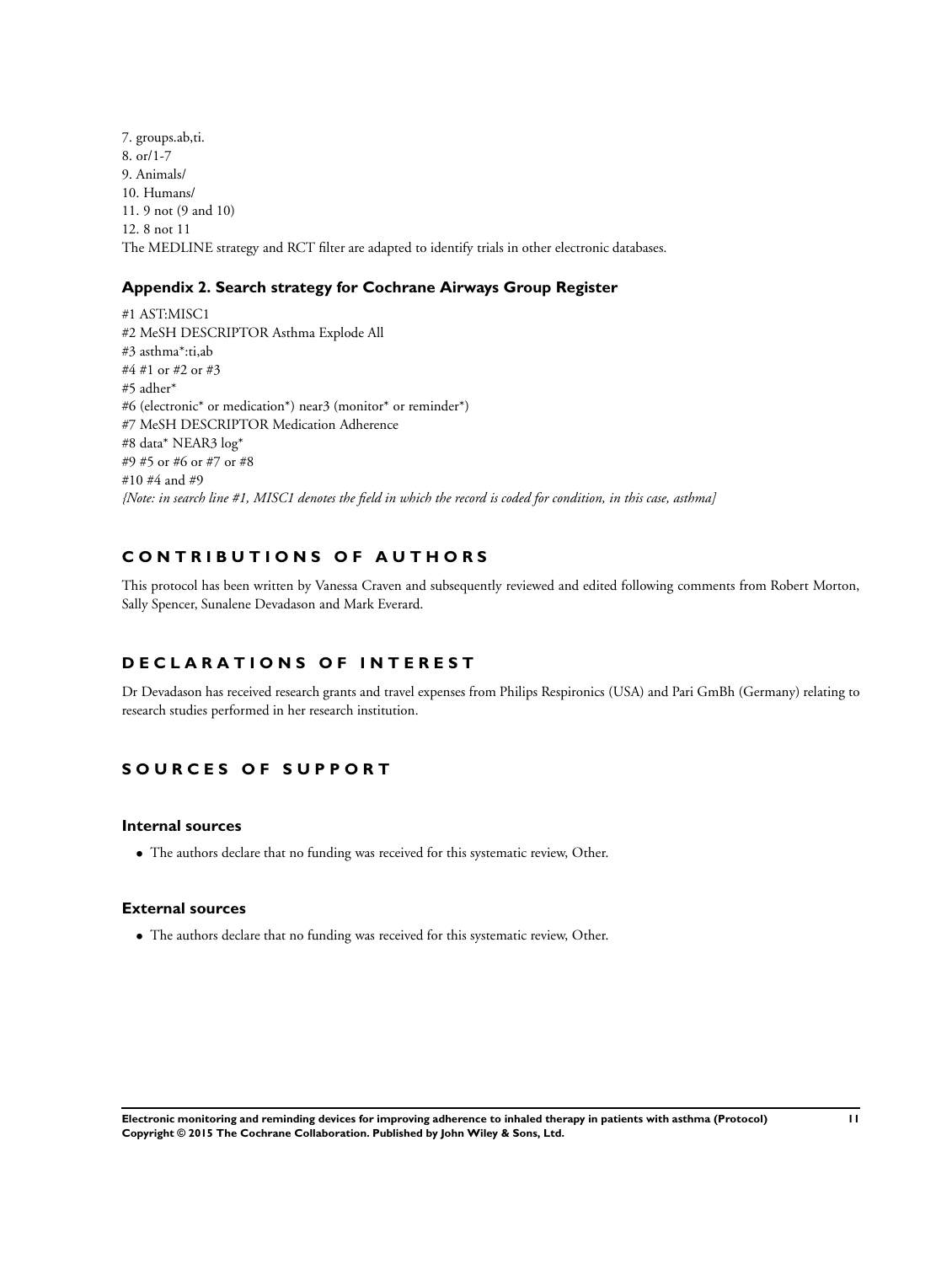7. groups.ab,ti.
8. or/1-7
9. Animals/
10. Humans/
11. 9 not (9 and 10)
12. 8 not 11

The MEDLINE strategy and RCT filter are adapted to identify trials in other electronic databases.

### Appendix 2. Search strategy for Cochrane Airways Group Register

#1 AST:MISC1
#2 MeSH DESCRIPTOR Asthma Explode All
#3 asthma*:ti,ab
#4 #1 or #2 or #3
#5 adher*
#6 (electronic* or medication*) near3 (monitor* or reminder*)
#7 MeSH DESCRIPTOR Medication Adherence
#8 data* NEAR3 log*
#9 #5 or #6 or #7 or #8
#10 #4 and #9

*[Note: in search line #1, MISC1 denotes the field in which the record is coded for condition, in this case, asthma]*

## CONTRIBUTIONS OF AUTHORS

This protocol has been written by Vanessa Craven and subsequently reviewed and edited following comments from Robert Morton, Sally Spencer, Sunalene Devadason and Mark Everard.

## DECLARATIONS OF INTEREST

Dr Devadason has received research grants and travel expenses from Philips Respironics (USA) and Pari GmBh (Germany) relating to research studies performed in her research institution.

## SOURCES OF SUPPORT

### Internal sources

- The authors declare that no funding was received for this systematic review, Other.

### External sources

- The authors declare that no funding was received for this systematic review, Other.